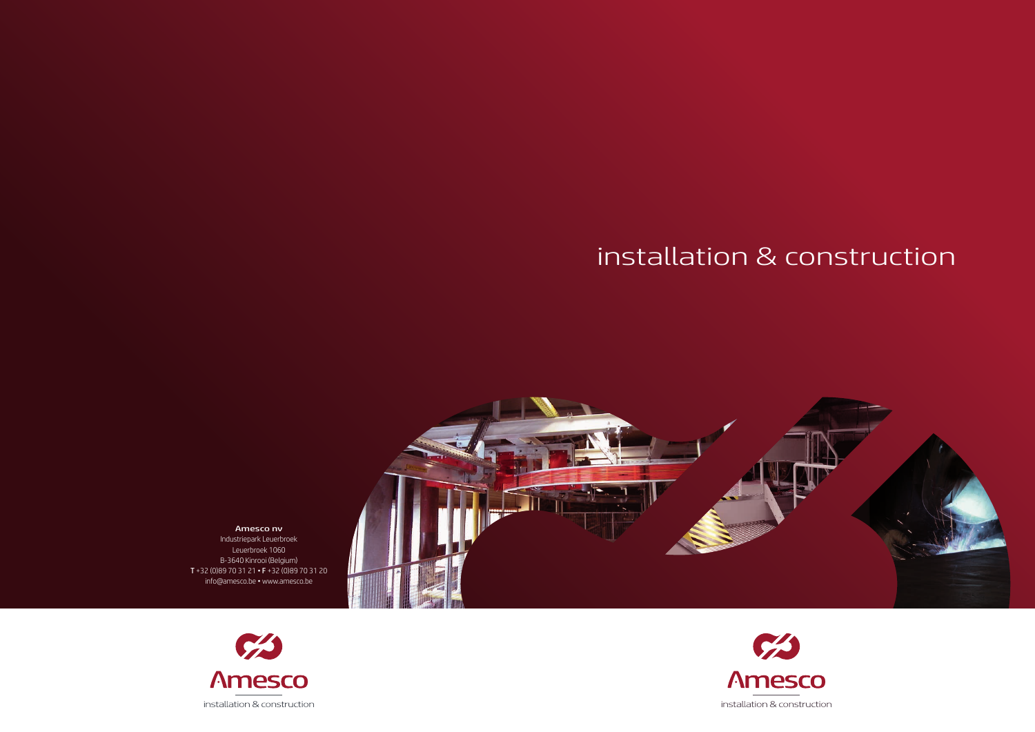# installation & construction

**Amesco nv**
Industriepark Leuerbroek
Leuerbroek 1060
B-3640 Kinrooi (Belgium)
**T** +32 (0)89 70 31 21 • **F** +32 (0)89 70 31 20
info@amesco.be • www.amesco.be

Amesco
installation & construction

Amesco
installation & construction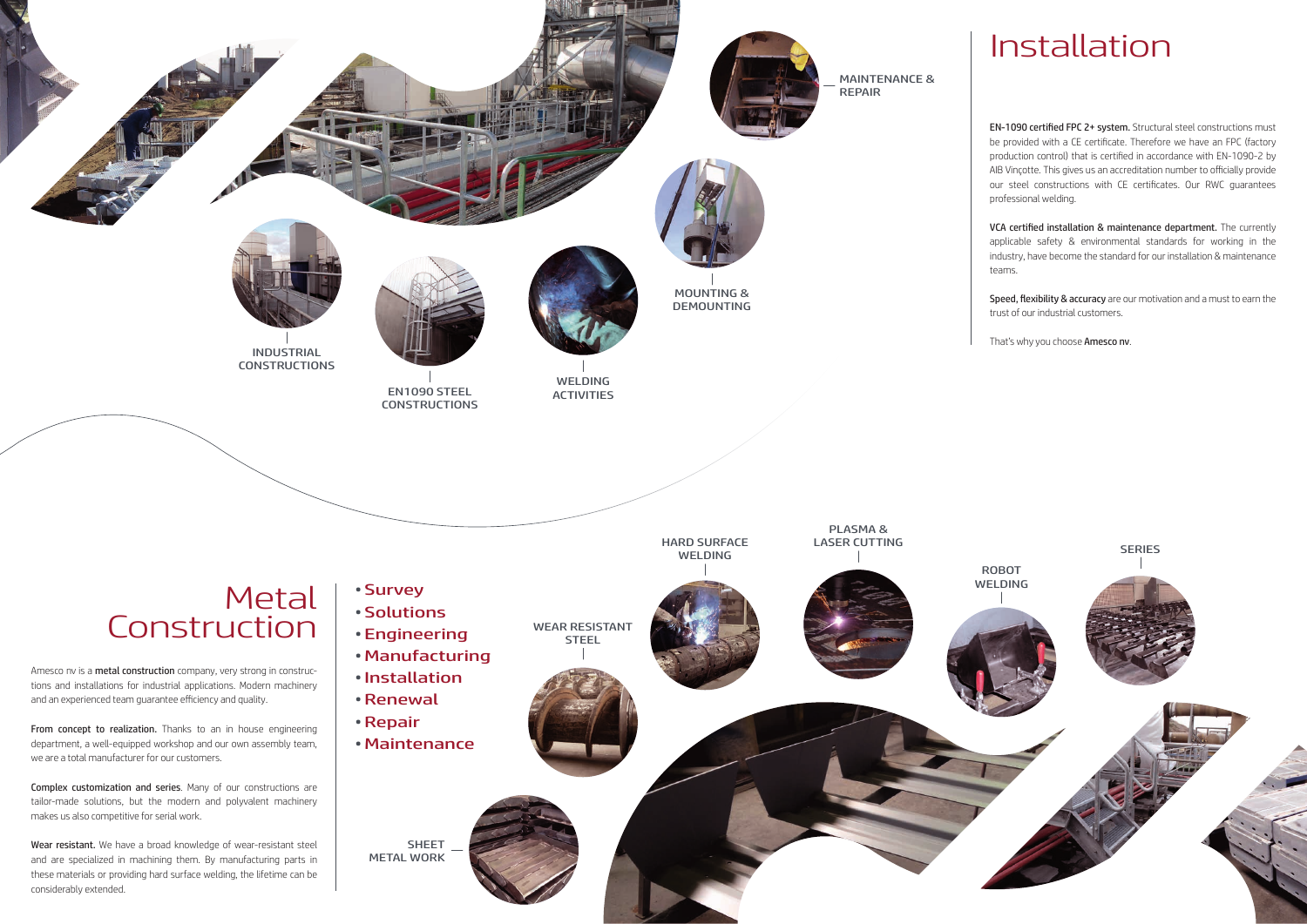# Installation

**EN-1090 certified FPC 2+ system.** Structural steel constructions must be provided with a CE certificate. Therefore we have an FPC (factory production control) that is certified in accordance with EN-1090-2 by AIB Vinçotte. This gives us an accreditation number to officially provide our steel constructions with CE certificates. Our RWC guarantees professional welding.

**VCA certified installation & maintenance department.** The currently applicable safety & environmental standards for working in the industry, have become the standard for our installation & maintenance teams.

**Speed, flexibility & accuracy** are our motivation and a must to earn the trust of our industrial customers.

That's why you choose **Amesco nv**.

MAINTENANCE & REPAIR

MOUNTING & DEMOUNTING

INDUSTRIAL CONSTRUCTIONS

EN1090 STEEL CONSTRUCTIONS

WELDING ACTIVITIES

# Metal Construction

Amesco nv is a **metal construction** company, very strong in constructions and installations for industrial applications. Modern machinery and an experienced team guarantee efficiency and quality.

**From concept to realization.** Thanks to an in house engineering department, a well-equipped workshop and our own assembly team, we are a total manufacturer for our customers.

**Complex customization and series**. Many of our constructions are tailor-made solutions, but the modern and polyvalent machinery makes us also competitive for serial work.

**Wear resistant.** We have a broad knowledge of wear-resistant steel and are specialized in machining them. By manufacturing parts in these materials or providing hard surface welding, the lifetime can be considerably extended.

- Survey
- Solutions
- Engineering
- Manufacturing
- Installation
- Renewal
- Repair
- Maintenance

WEAR RESISTANT STEEL

HARD SURFACE WELDING

PLASMA & LASER CUTTING

ROBOT WELDING

SERIES

SHEET METAL WORK